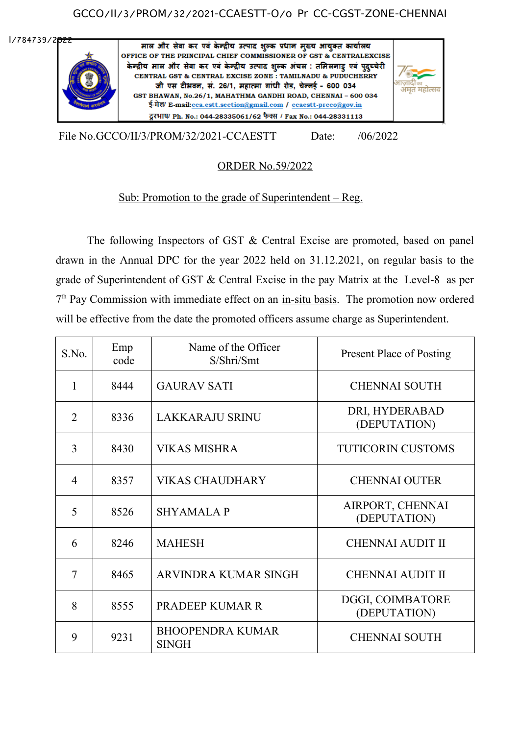GCCO/II/3/PROM/32/2021-CCAESTT-O/o Pr CC-CGST-ZONE-CHENNAI

I/784739/2022

माल और सेवा कर एवं केन्द्रीय उत्पाद शुल्क प्रधान मुख्य आयुक्त कार्यालय
OFFICE OF THE PRINCIPAL CHIEF COMMISSIONER OF GST & CENTRALEXCISE
केन्द्रीय माल और सेवा कर एवं केन्द्रीय उत्पाद शुल्क अंचल : तमिलनाडु एवं पुदुच्चेरी
CENTRAL GST & CENTRAL EXCISE ZONE : TAMILNADU & PUDUCHERRY
जी एस टीभवन, सं. 26/1, महात्मा गांधी रोड, चेन्नई - 600 034
GST BHAWAN, No.26/1, MAHATHMA GANDHI ROAD, CHENNAI – 600 034
ई-मेल/ E-mail:cca.estt.section@gmail.com / ccaestt-prcco@gov.in
दूरभाष/ Ph. No.: 044-28335061/62 फैक्स / Fax No.: 044-28331113

File No.GCCO/II/3/PROM/32/2021-CCAESTT Date: /06/2022

ORDER No.59/2022

Sub: Promotion to the grade of Superintendent – Reg.

The following Inspectors of GST & Central Excise are promoted, based on panel drawn in the Annual DPC for the year 2022 held on 31.12.2021, on regular basis to the grade of Superintendent of GST & Central Excise in the pay Matrix at the Level-8 as per 7th Pay Commission with immediate effect on an in-situ basis. The promotion now ordered will be effective from the date the promoted officers assume charge as Superintendent.

| S.No. | Emp code | Name of the Officer S/Shri/Smt | Present Place of Posting |
|---|---|---|---|
| 1 | 8444 | GAURAV SATI | CHENNAI SOUTH |
| 2 | 8336 | LAKKARAJU SRINU | DRI, HYDERABAD (DEPUTATION) |
| 3 | 8430 | VIKAS MISHRA | TUTICORIN CUSTOMS |
| 4 | 8357 | VIKAS CHAUDHARY | CHENNAI OUTER |
| 5 | 8526 | SHYAMALA P | AIRPORT, CHENNAI (DEPUTATION) |
| 6 | 8246 | MAHESH | CHENNAI AUDIT II |
| 7 | 8465 | ARVINDRA KUMAR SINGH | CHENNAI AUDIT II |
| 8 | 8555 | PRADEEP KUMAR R | DGGI, COIMBATORE (DEPUTATION) |
| 9 | 9231 | BHOOPENDRA KUMAR SINGH | CHENNAI SOUTH |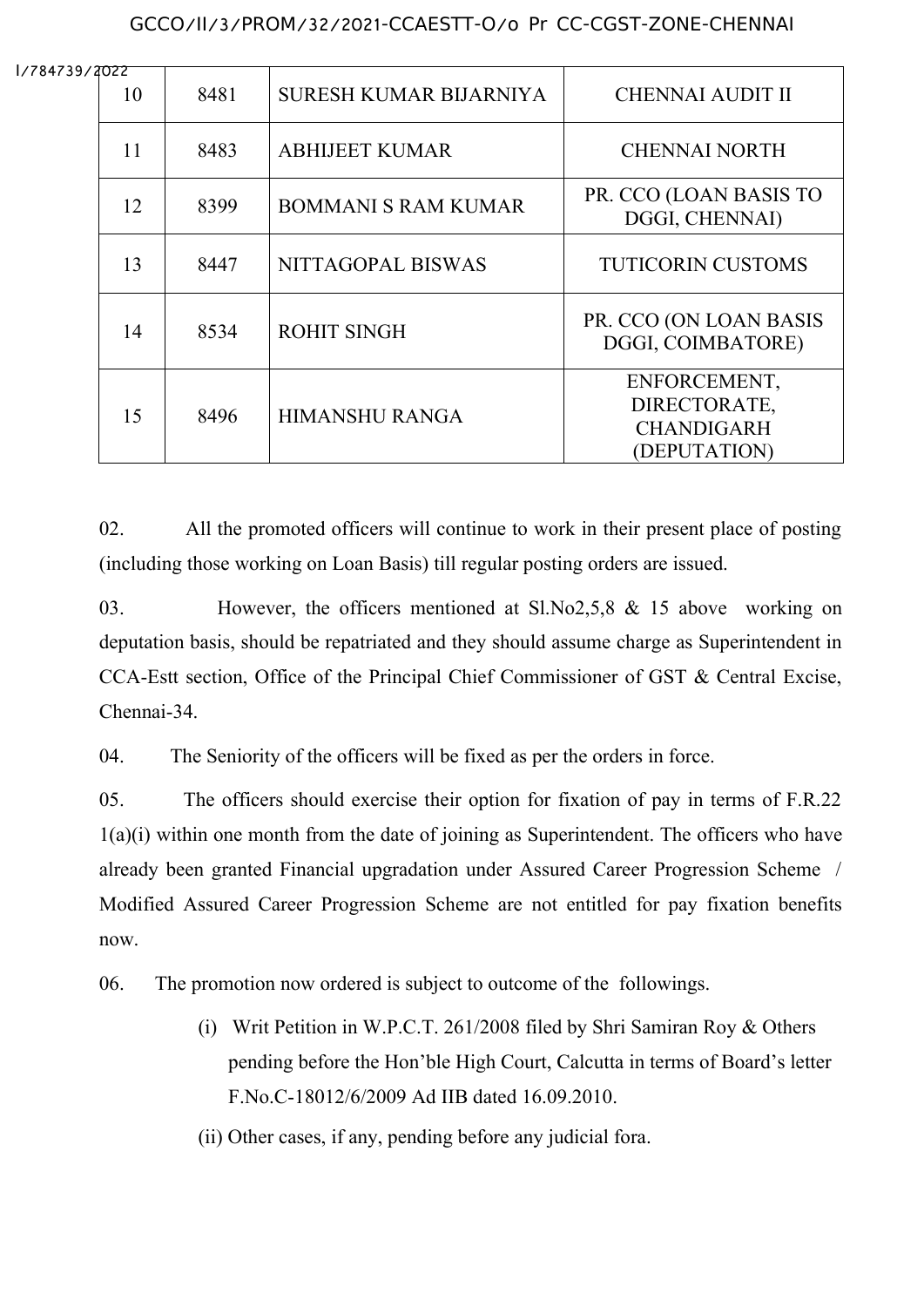| 10 | 8481 | SURESH KUMAR BIJARNIYA | CHENNAI AUDIT II |
|---|---|---|---|
| 11 | 8483 | ABHIJEET KUMAR | CHENNAI NORTH |
| 12 | 8399 | BOMMANI S RAM KUMAR | PR. CCO (LOAN BASIS TO DGGI, CHENNAI) |
| 13 | 8447 | NITTAGOPAL BISWAS | TUTICORIN CUSTOMS |
| 14 | 8534 | ROHIT SINGH | PR. CCO (ON LOAN BASIS DGGI, COIMBATORE) |
| 15 | 8496 | HIMANSHU RANGA | ENFORCEMENT, DIRECTORATE, CHANDIGARH (DEPUTATION) |

02. All the promoted officers will continue to work in their present place of posting (including those working on Loan Basis) till regular posting orders are issued.

03. However, the officers mentioned at Sl.No2,5,8 & 15 above working on deputation basis, should be repatriated and they should assume charge as Superintendent in CCA-Estt section, Office of the Principal Chief Commissioner of GST & Central Excise, Chennai-34.

04. The Seniority of the officers will be fixed as per the orders in force.

05. The officers should exercise their option for fixation of pay in terms of F.R.22 1(a)(i) within one month from the date of joining as Superintendent. The officers who have already been granted Financial upgradation under Assured Career Progression Scheme / Modified Assured Career Progression Scheme are not entitled for pay fixation benefits now.

06. The promotion now ordered is subject to outcome of the followings.

(i) Writ Petition in W.P.C.T. 261/2008 filed by Shri Samiran Roy & Others pending before the Hon'ble High Court, Calcutta in terms of Board's letter F.No.C-18012/6/2009 Ad IIB dated 16.09.2010.

(ii) Other cases, if any, pending before any judicial fora.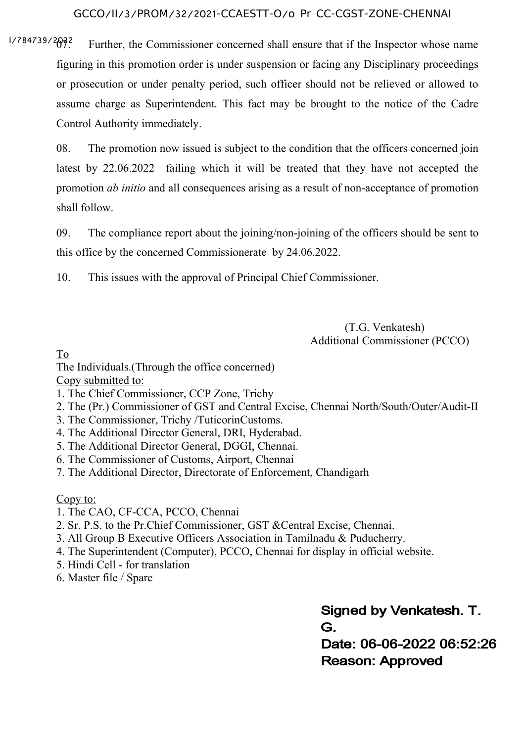07. Further, the Commissioner concerned shall ensure that if the Inspector whose name figuring in this promotion order is under suspension or facing any Disciplinary proceedings or prosecution or under penalty period, such officer should not be relieved or allowed to assume charge as Superintendent. This fact may be brought to the notice of the Cadre Control Authority immediately.

08. The promotion now issued is subject to the condition that the officers concerned join latest by 22.06.2022 failing which it will be treated that they have not accepted the promotion *ab initio* and all consequences arising as a result of non-acceptance of promotion shall follow.

09. The compliance report about the joining/non-joining of the officers should be sent to this office by the concerned Commissionerate by 24.06.2022.

10. This issues with the approval of Principal Chief Commissioner.

(T.G. Venkatesh)
Additional Commissioner (PCCO)

To
The Individuals.(Through the office concerned)

Copy submitted to:

1. The Chief Commissioner, CCP Zone, Trichy
2. The (Pr.) Commissioner of GST and Central Excise, Chennai North/South/Outer/Audit-II
3. The Commissioner, Trichy /TuticorinCustoms.
4. The Additional Director General, DRI, Hyderabad.
5. The Additional Director General, DGGI, Chennai.
6. The Commissioner of Customs, Airport, Chennai
7. The Additional Director, Directorate of Enforcement, Chandigarh

Copy to:

1. The CAO, CF-CCA, PCCO, Chennai
2. Sr. P.S. to the Pr.Chief Commissioner, GST &Central Excise, Chennai.
3. All Group B Executive Officers Association in Tamilnadu & Puducherry.
4. The Superintendent (Computer), PCCO, Chennai for display in official website.
5. Hindi Cell - for translation
6. Master file / Spare

**Signed by Venkatesh. T. G.**
**Date: 06-06-2022 06:52:26**
**Reason: Approved**